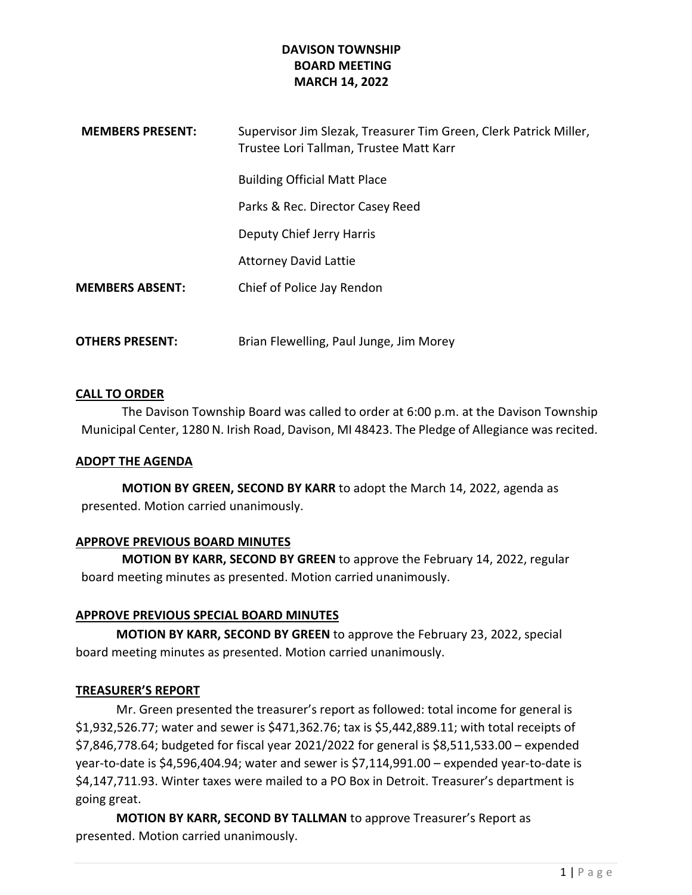# DAVISON TOWNSHIP
# BOARD MEETING
# MARCH 14, 2022

| | |
|---|---|
| **MEMBERS PRESENT:** | Supervisor Jim Slezak, Treasurer Tim Green, Clerk Patrick Miller, Trustee Lori Tallman, Trustee Matt Karr |
| | Building Official Matt Place |
| | Parks & Rec. Director Casey Reed |
| | Deputy Chief Jerry Harris |
| | Attorney David Lattie |
| **MEMBERS ABSENT:** | Chief of Police Jay Rendon |
| **OTHERS PRESENT:** | Brian Flewelling, Paul Junge, Jim Morey |

## CALL TO ORDER

The Davison Township Board was called to order at 6:00 p.m. at the Davison Township Municipal Center, 1280 N. Irish Road, Davison, MI 48423. The Pledge of Allegiance was recited.

## ADOPT THE AGENDA

**MOTION BY GREEN, SECOND BY KARR** to adopt the March 14, 2022, agenda as presented. Motion carried unanimously.

## APPROVE PREVIOUS BOARD MINUTES

**MOTION BY KARR, SECOND BY GREEN** to approve the February 14, 2022, regular board meeting minutes as presented. Motion carried unanimously.

## APPROVE PREVIOUS SPECIAL BOARD MINUTES

**MOTION BY KARR, SECOND BY GREEN** to approve the February 23, 2022, special board meeting minutes as presented. Motion carried unanimously.

## TREASURER'S REPORT

Mr. Green presented the treasurer's report as followed: total income for general is $1,932,526.77; water and sewer is $471,362.76; tax is $5,442,889.11; with total receipts of $7,846,778.64; budgeted for fiscal year 2021/2022 for general is $8,511,533.00 – expended year-to-date is $4,596,404.94; water and sewer is $7,114,991.00 – expended year-to-date is $4,147,711.93. Winter taxes were mailed to a PO Box in Detroit. Treasurer's department is going great.

**MOTION BY KARR, SECOND BY TALLMAN** to approve Treasurer's Report as presented. Motion carried unanimously.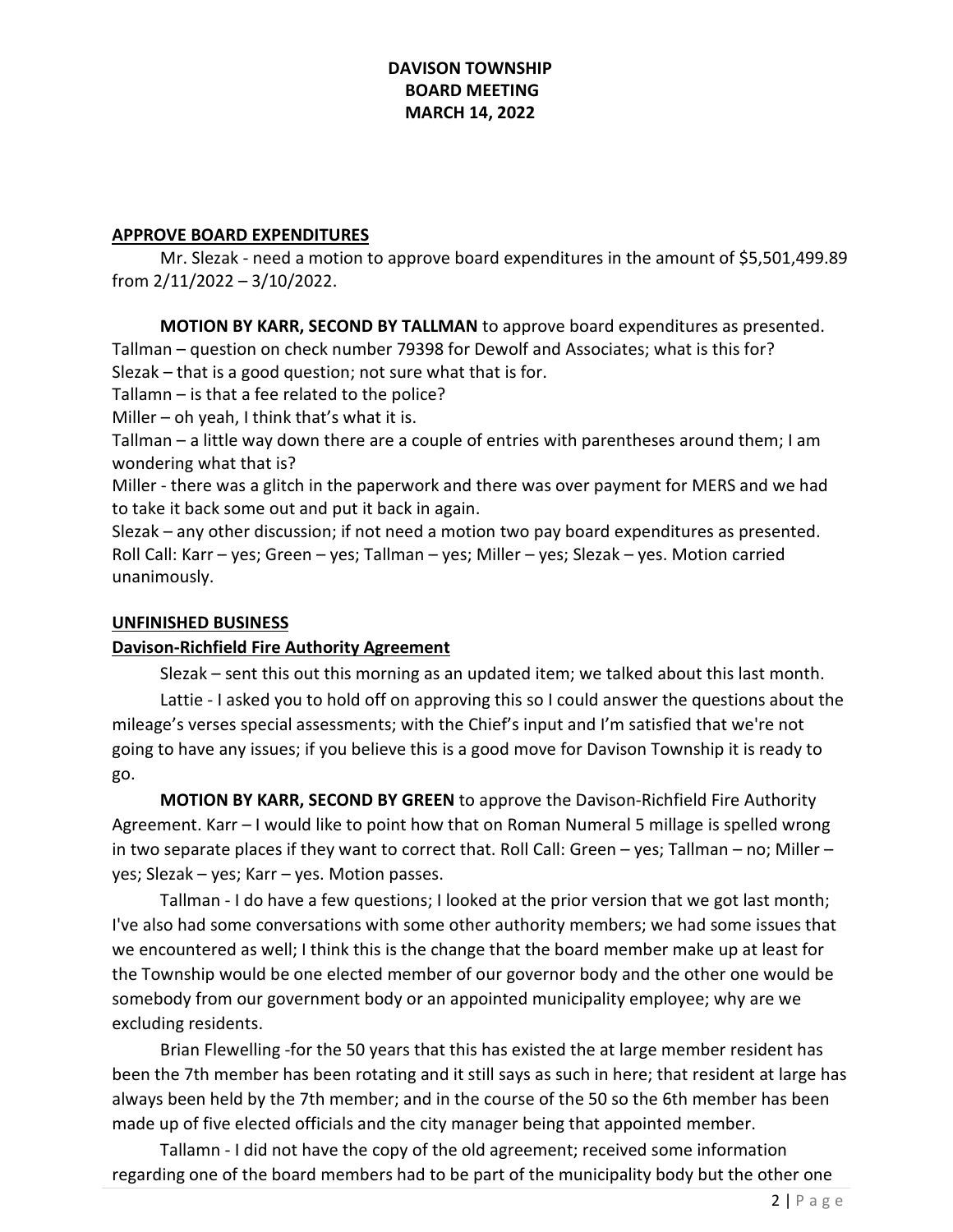# DAVISON TOWNSHIP BOARD MEETING MARCH 14, 2022

## APPROVE BOARD EXPENDITURES

Mr. Slezak - need a motion to approve board expenditures in the amount of $5,501,499.89 from 2/11/2022 – 3/10/2022.

**MOTION BY KARR, SECOND BY TALLMAN** to approve board expenditures as presented.
Tallman – question on check number 79398 for Dewolf and Associates; what is this for?
Slezak – that is a good question; not sure what that is for.
Tallamn – is that a fee related to the police?
Miller – oh yeah, I think that's what it is.
Tallman – a little way down there are a couple of entries with parentheses around them; I am wondering what that is?
Miller - there was a glitch in the paperwork and there was over payment for MERS and we had to take it back some out and put it back in again.
Slezak – any other discussion; if not need a motion two pay board expenditures as presented. Roll Call: Karr – yes; Green – yes; Tallman – yes; Miller – yes; Slezak – yes. Motion carried unanimously.

## UNFINISHED BUSINESS

### Davison-Richfield Fire Authority Agreement

Slezak – sent this out this morning as an updated item; we talked about this last month.

Lattie - I asked you to hold off on approving this so I could answer the questions about the mileage's verses special assessments; with the Chief's input and I'm satisfied that we're not going to have any issues; if you believe this is a good move for Davison Township it is ready to go.

**MOTION BY KARR, SECOND BY GREEN** to approve the Davison-Richfield Fire Authority Agreement. Karr – I would like to point how that on Roman Numeral 5 millage is spelled wrong in two separate places if they want to correct that. Roll Call: Green – yes; Tallman – no; Miller – yes; Slezak – yes; Karr – yes. Motion passes.

Tallman - I do have a few questions; I looked at the prior version that we got last month; I've also had some conversations with some other authority members; we had some issues that we encountered as well; I think this is the change that the board member make up at least for the Township would be one elected member of our governor body and the other one would be somebody from our government body or an appointed municipality employee; why are we excluding residents.

Brian Flewelling -for the 50 years that this has existed the at large member resident has been the 7th member has been rotating and it still says as such in here; that resident at large has always been held by the 7th member; and in the course of the 50 so the 6th member has been made up of five elected officials and the city manager being that appointed member.

Tallamn - I did not have the copy of the old agreement; received some information regarding one of the board members had to be part of the municipality body but the other one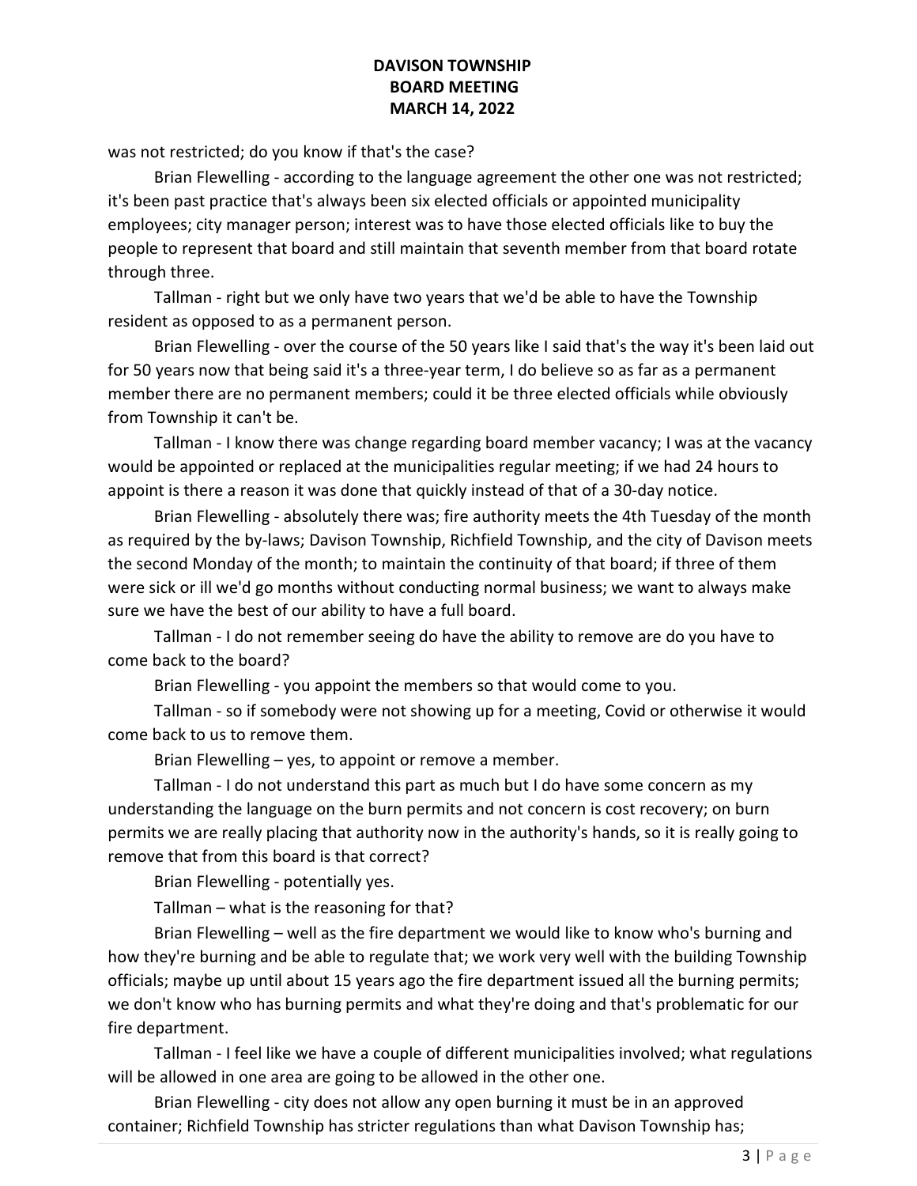was not restricted; do you know if that's the case?

Brian Flewelling - according to the language agreement the other one was not restricted; it's been past practice that's always been six elected officials or appointed municipality employees; city manager person; interest was to have those elected officials like to buy the people to represent that board and still maintain that seventh member from that board rotate through three.

Tallman - right but we only have two years that we'd be able to have the Township resident as opposed to as a permanent person.

Brian Flewelling - over the course of the 50 years like I said that's the way it's been laid out for 50 years now that being said it's a three-year term, I do believe so as far as a permanent member there are no permanent members; could it be three elected officials while obviously from Township it can't be.

Tallman - I know there was change regarding board member vacancy; I was at the vacancy would be appointed or replaced at the municipalities regular meeting; if we had 24 hours to appoint is there a reason it was done that quickly instead of that of a 30-day notice.

Brian Flewelling - absolutely there was; fire authority meets the 4th Tuesday of the month as required by the by-laws; Davison Township, Richfield Township, and the city of Davison meets the second Monday of the month; to maintain the continuity of that board; if three of them were sick or ill we'd go months without conducting normal business; we want to always make sure we have the best of our ability to have a full board.

Tallman - I do not remember seeing do have the ability to remove are do you have to come back to the board?

Brian Flewelling - you appoint the members so that would come to you.

Tallman - so if somebody were not showing up for a meeting, Covid or otherwise it would come back to us to remove them.

Brian Flewelling – yes, to appoint or remove a member.

Tallman - I do not understand this part as much but I do have some concern as my understanding the language on the burn permits and not concern is cost recovery; on burn permits we are really placing that authority now in the authority's hands, so it is really going to remove that from this board is that correct?

Brian Flewelling - potentially yes.

Tallman – what is the reasoning for that?

Brian Flewelling – well as the fire department we would like to know who's burning and how they're burning and be able to regulate that; we work very well with the building Township officials; maybe up until about 15 years ago the fire department issued all the burning permits; we don't know who has burning permits and what they're doing and that's problematic for our fire department.

Tallman - I feel like we have a couple of different municipalities involved; what regulations will be allowed in one area are going to be allowed in the other one.

Brian Flewelling - city does not allow any open burning it must be in an approved container; Richfield Township has stricter regulations than what Davison Township has;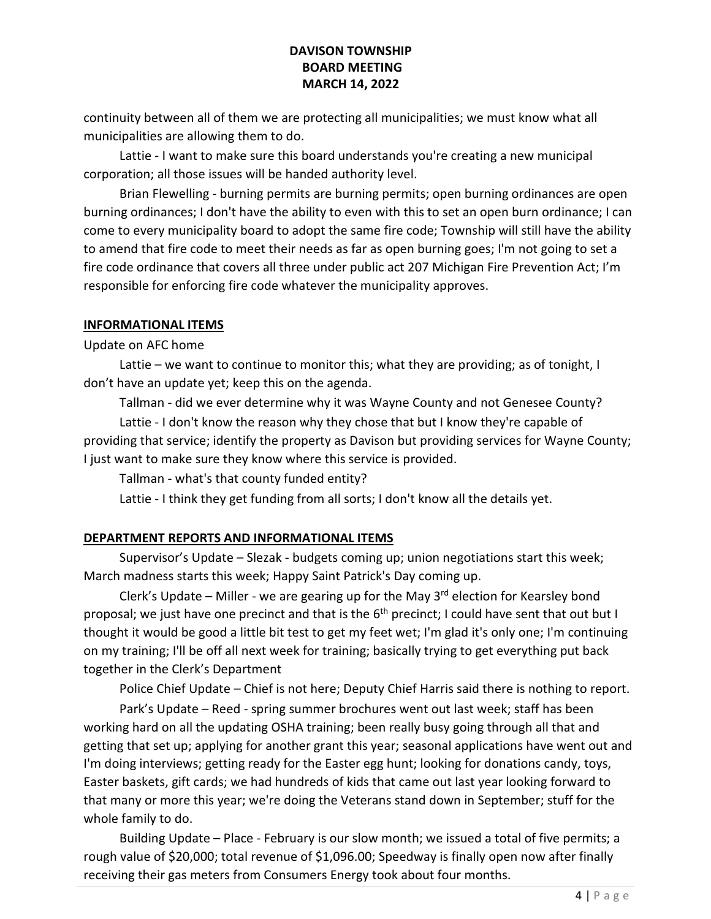continuity between all of them we are protecting all municipalities; we must know what all municipalities are allowing them to do.

Lattie - I want to make sure this board understands you're creating a new municipal corporation; all those issues will be handed authority level.

Brian Flewelling - burning permits are burning permits; open burning ordinances are open burning ordinances; I don't have the ability to even with this to set an open burn ordinance; I can come to every municipality board to adopt the same fire code; Township will still have the ability to amend that fire code to meet their needs as far as open burning goes; I'm not going to set a fire code ordinance that covers all three under public act 207 Michigan Fire Prevention Act; I'm responsible for enforcing fire code whatever the municipality approves.

## INFORMATIONAL ITEMS

Update on AFC home

Lattie – we want to continue to monitor this; what they are providing; as of tonight, I don't have an update yet; keep this on the agenda.

Tallman - did we ever determine why it was Wayne County and not Genesee County?

Lattie - I don't know the reason why they chose that but I know they're capable of providing that service; identify the property as Davison but providing services for Wayne County; I just want to make sure they know where this service is provided.

Tallman - what's that county funded entity?

Lattie - I think they get funding from all sorts; I don't know all the details yet.

## DEPARTMENT REPORTS AND INFORMATIONAL ITEMS

Supervisor's Update – Slezak - budgets coming up; union negotiations start this week; March madness starts this week; Happy Saint Patrick's Day coming up.

Clerk's Update – Miller - we are gearing up for the May 3rd election for Kearsley bond proposal; we just have one precinct and that is the 6th precinct; I could have sent that out but I thought it would be good a little bit test to get my feet wet; I'm glad it's only one; I'm continuing on my training; I'll be off all next week for training; basically trying to get everything put back together in the Clerk's Department

Police Chief Update – Chief is not here; Deputy Chief Harris said there is nothing to report.

Park's Update – Reed - spring summer brochures went out last week; staff has been working hard on all the updating OSHA training; been really busy going through all that and getting that set up; applying for another grant this year; seasonal applications have went out and I'm doing interviews; getting ready for the Easter egg hunt; looking for donations candy, toys, Easter baskets, gift cards; we had hundreds of kids that came out last year looking forward to that many or more this year; we're doing the Veterans stand down in September; stuff for the whole family to do.

Building Update – Place - February is our slow month; we issued a total of five permits; a rough value of $20,000; total revenue of $1,096.00; Speedway is finally open now after finally receiving their gas meters from Consumers Energy took about four months.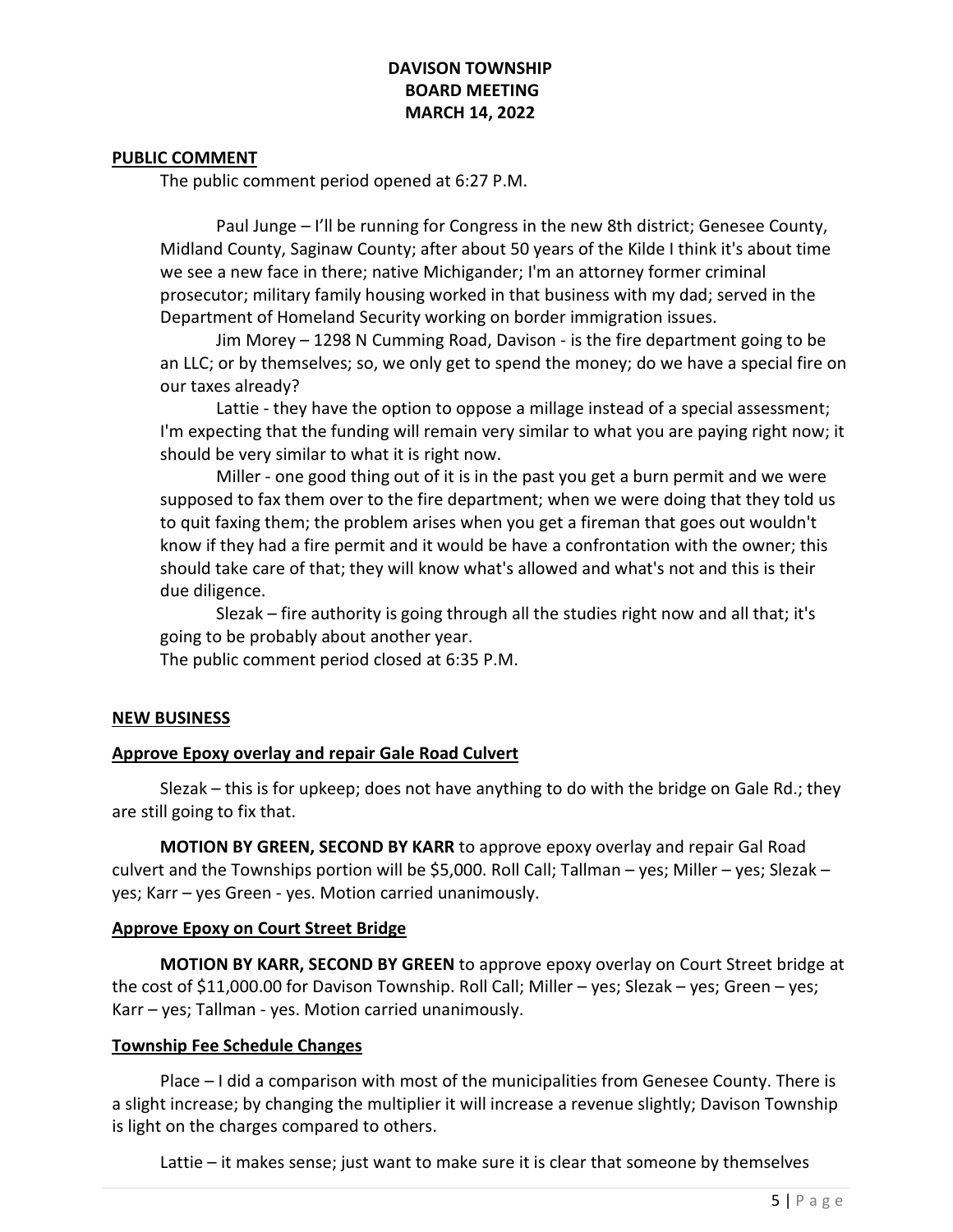**DAVISON TOWNSHIP**
**BOARD MEETING**
**MARCH 14, 2022**

## PUBLIC COMMENT

The public comment period opened at 6:27 P.M.

Paul Junge – I'll be running for Congress in the new 8th district; Genesee County, Midland County, Saginaw County; after about 50 years of the Kilde I think it's about time we see a new face in there; native Michigander; I'm an attorney former criminal prosecutor; military family housing worked in that business with my dad; served in the Department of Homeland Security working on border immigration issues.

Jim Morey – 1298 N Cumming Road, Davison - is the fire department going to be an LLC; or by themselves; so, we only get to spend the money; do we have a special fire on our taxes already?

Lattie - they have the option to oppose a millage instead of a special assessment; I'm expecting that the funding will remain very similar to what you are paying right now; it should be very similar to what it is right now.

Miller - one good thing out of it is in the past you get a burn permit and we were supposed to fax them over to the fire department; when we were doing that they told us to quit faxing them; the problem arises when you get a fireman that goes out wouldn't know if they had a fire permit and it would be have a confrontation with the owner; this should take care of that; they will know what's allowed and what's not and this is their due diligence.

Slezak – fire authority is going through all the studies right now and all that; it's going to be probably about another year.

The public comment period closed at 6:35 P.M.

## NEW BUSINESS

### Approve Epoxy overlay and repair Gale Road Culvert

Slezak – this is for upkeep; does not have anything to do with the bridge on Gale Rd.; they are still going to fix that.

**MOTION BY GREEN, SECOND BY KARR** to approve epoxy overlay and repair Gal Road culvert and the Townships portion will be $5,000. Roll Call; Tallman – yes; Miller – yes; Slezak – yes; Karr – yes Green - yes. Motion carried unanimously.

### Approve Epoxy on Court Street Bridge

**MOTION BY KARR, SECOND BY GREEN** to approve epoxy overlay on Court Street bridge at the cost of $11,000.00 for Davison Township. Roll Call; Miller – yes; Slezak – yes; Green – yes; Karr – yes; Tallman - yes. Motion carried unanimously.

### Township Fee Schedule Changes

Place – I did a comparison with most of the municipalities from Genesee County. There is a slight increase; by changing the multiplier it will increase a revenue slightly; Davison Township is light on the charges compared to others.

Lattie – it makes sense; just want to make sure it is clear that someone by themselves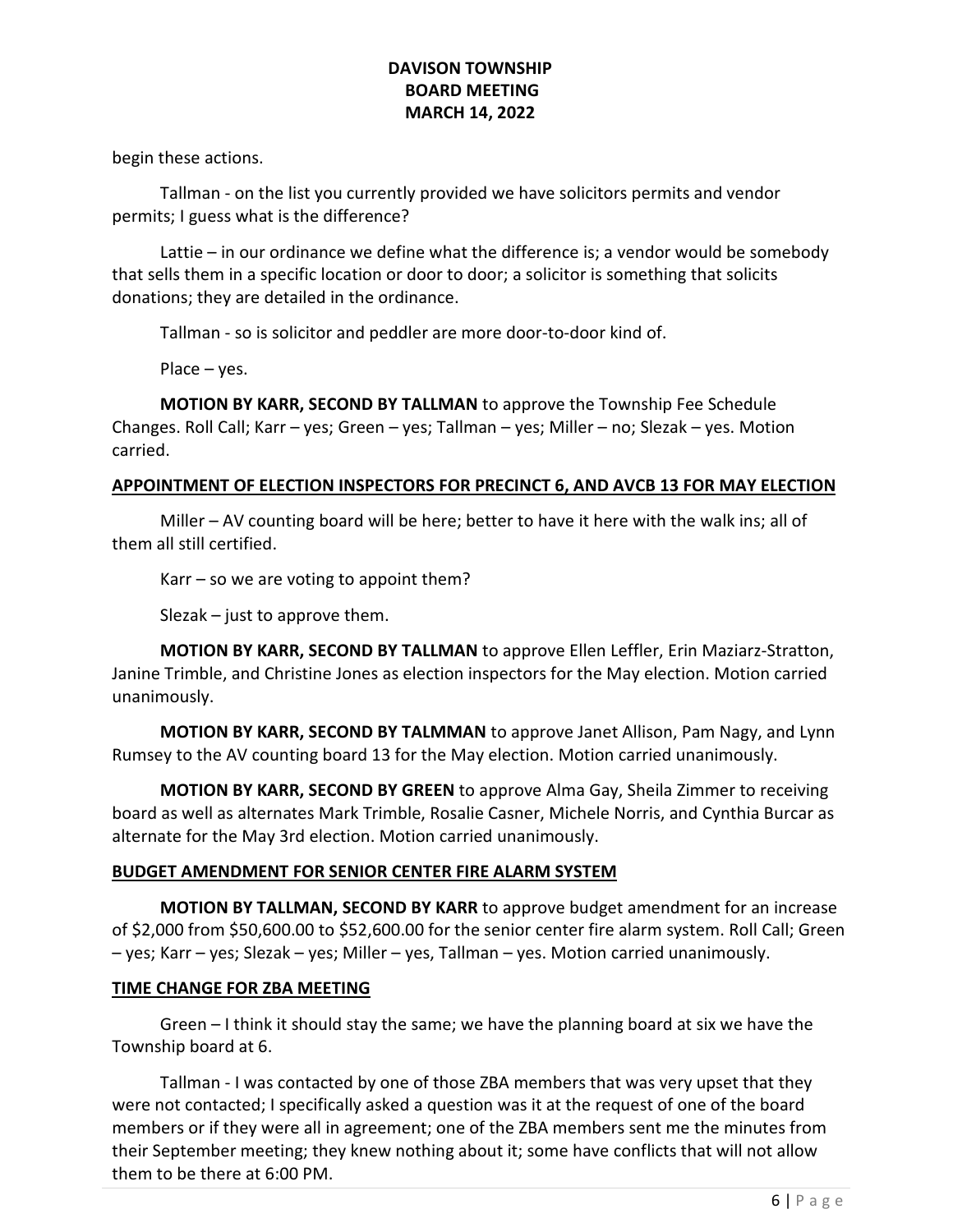begin these actions.

Tallman - on the list you currently provided we have solicitors permits and vendor permits; I guess what is the difference?

Lattie – in our ordinance we define what the difference is; a vendor would be somebody that sells them in a specific location or door to door; a solicitor is something that solicits donations; they are detailed in the ordinance.

Tallman - so is solicitor and peddler are more door-to-door kind of.

Place – yes.

**MOTION BY KARR, SECOND BY TALLMAN** to approve the Township Fee Schedule Changes. Roll Call; Karr – yes; Green – yes; Tallman – yes; Miller – no; Slezak – yes. Motion carried.

**APPOINTMENT OF ELECTION INSPECTORS FOR PRECINCT 6, AND AVCB 13 FOR MAY ELECTION**

Miller – AV counting board will be here; better to have it here with the walk ins; all of them all still certified.

Karr – so we are voting to appoint them?

Slezak – just to approve them.

**MOTION BY KARR, SECOND BY TALLMAN** to approve Ellen Leffler, Erin Maziarz-Stratton, Janine Trimble, and Christine Jones as election inspectors for the May election. Motion carried unanimously.

**MOTION BY KARR, SECOND BY TALMMAN** to approve Janet Allison, Pam Nagy, and Lynn Rumsey to the AV counting board 13 for the May election. Motion carried unanimously.

**MOTION BY KARR, SECOND BY GREEN** to approve Alma Gay, Sheila Zimmer to receiving board as well as alternates Mark Trimble, Rosalie Casner, Michele Norris, and Cynthia Burcar as alternate for the May 3rd election. Motion carried unanimously.

**BUDGET AMENDMENT FOR SENIOR CENTER FIRE ALARM SYSTEM**

**MOTION BY TALLMAN, SECOND BY KARR** to approve budget amendment for an increase of $2,000 from $50,600.00 to $52,600.00 for the senior center fire alarm system. Roll Call; Green – yes; Karr – yes; Slezak – yes; Miller – yes, Tallman – yes. Motion carried unanimously.

**TIME CHANGE FOR ZBA MEETING**

Green – I think it should stay the same; we have the planning board at six we have the Township board at 6.

Tallman - I was contacted by one of those ZBA members that was very upset that they were not contacted; I specifically asked a question was it at the request of one of the board members or if they were all in agreement; one of the ZBA members sent me the minutes from their September meeting; they knew nothing about it; some have conflicts that will not allow them to be there at 6:00 PM.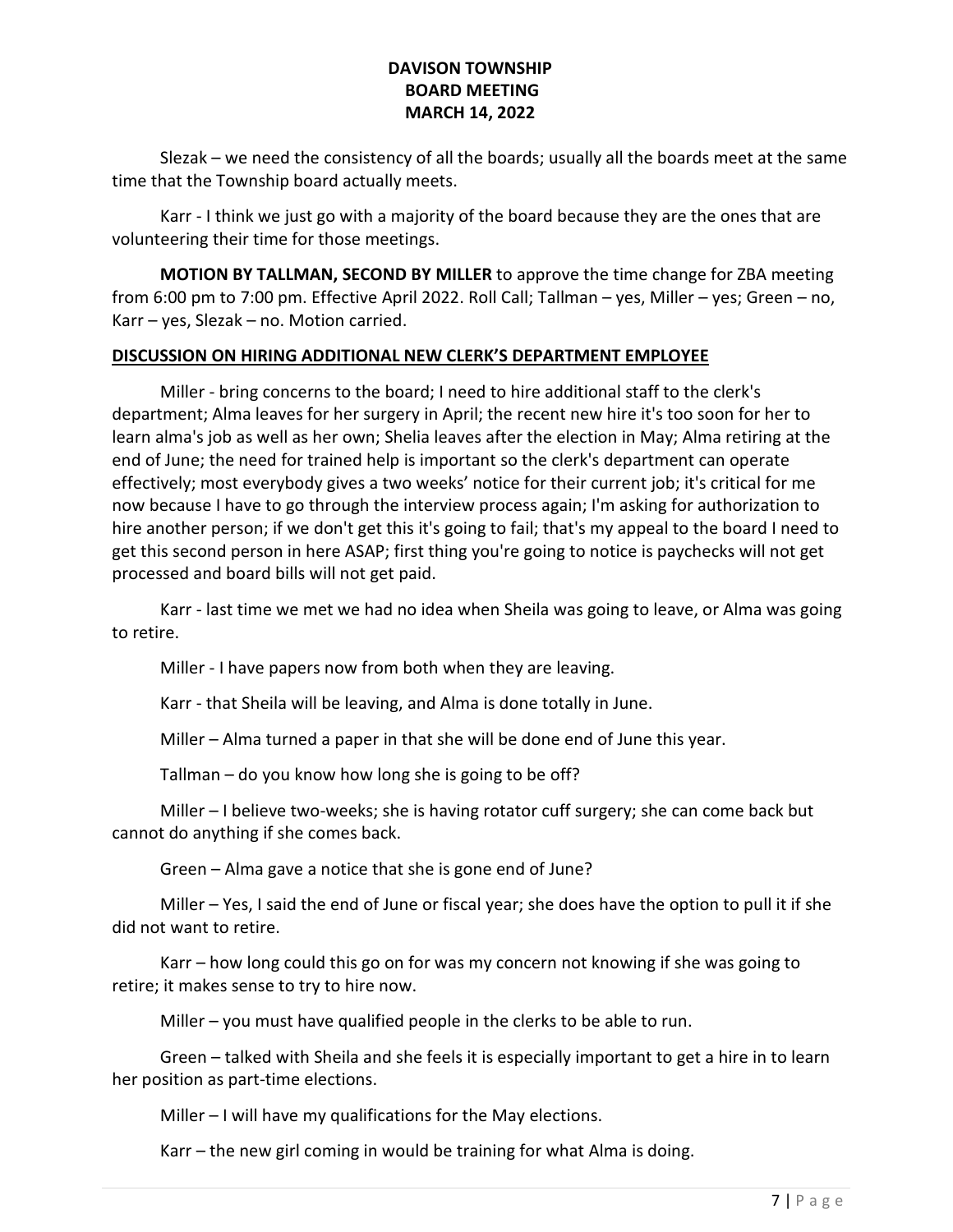Slezak – we need the consistency of all the boards; usually all the boards meet at the same time that the Township board actually meets.

Karr - I think we just go with a majority of the board because they are the ones that are volunteering their time for those meetings.

**MOTION BY TALLMAN, SECOND BY MILLER** to approve the time change for ZBA meeting from 6:00 pm to 7:00 pm. Effective April 2022. Roll Call; Tallman – yes, Miller – yes; Green – no, Karr – yes, Slezak – no. Motion carried.

**DISCUSSION ON HIRING ADDITIONAL NEW CLERK'S DEPARTMENT EMPLOYEE**

Miller - bring concerns to the board; I need to hire additional staff to the clerk's department; Alma leaves for her surgery in April; the recent new hire it's too soon for her to learn alma's job as well as her own; Shelia leaves after the election in May; Alma retiring at the end of June; the need for trained help is important so the clerk's department can operate effectively; most everybody gives a two weeks' notice for their current job; it's critical for me now because I have to go through the interview process again; I'm asking for authorization to hire another person; if we don't get this it's going to fail; that's my appeal to the board I need to get this second person in here ASAP; first thing you're going to notice is paychecks will not get processed and board bills will not get paid.

Karr - last time we met we had no idea when Sheila was going to leave, or Alma was going to retire.

Miller - I have papers now from both when they are leaving.

Karr - that Sheila will be leaving, and Alma is done totally in June.

Miller – Alma turned a paper in that she will be done end of June this year.

Tallman – do you know how long she is going to be off?

Miller – I believe two-weeks; she is having rotator cuff surgery; she can come back but cannot do anything if she comes back.

Green – Alma gave a notice that she is gone end of June?

Miller – Yes, I said the end of June or fiscal year; she does have the option to pull it if she did not want to retire.

Karr – how long could this go on for was my concern not knowing if she was going to retire; it makes sense to try to hire now.

Miller – you must have qualified people in the clerks to be able to run.

Green – talked with Sheila and she feels it is especially important to get a hire in to learn her position as part-time elections.

Miller – I will have my qualifications for the May elections.

Karr – the new girl coming in would be training for what Alma is doing.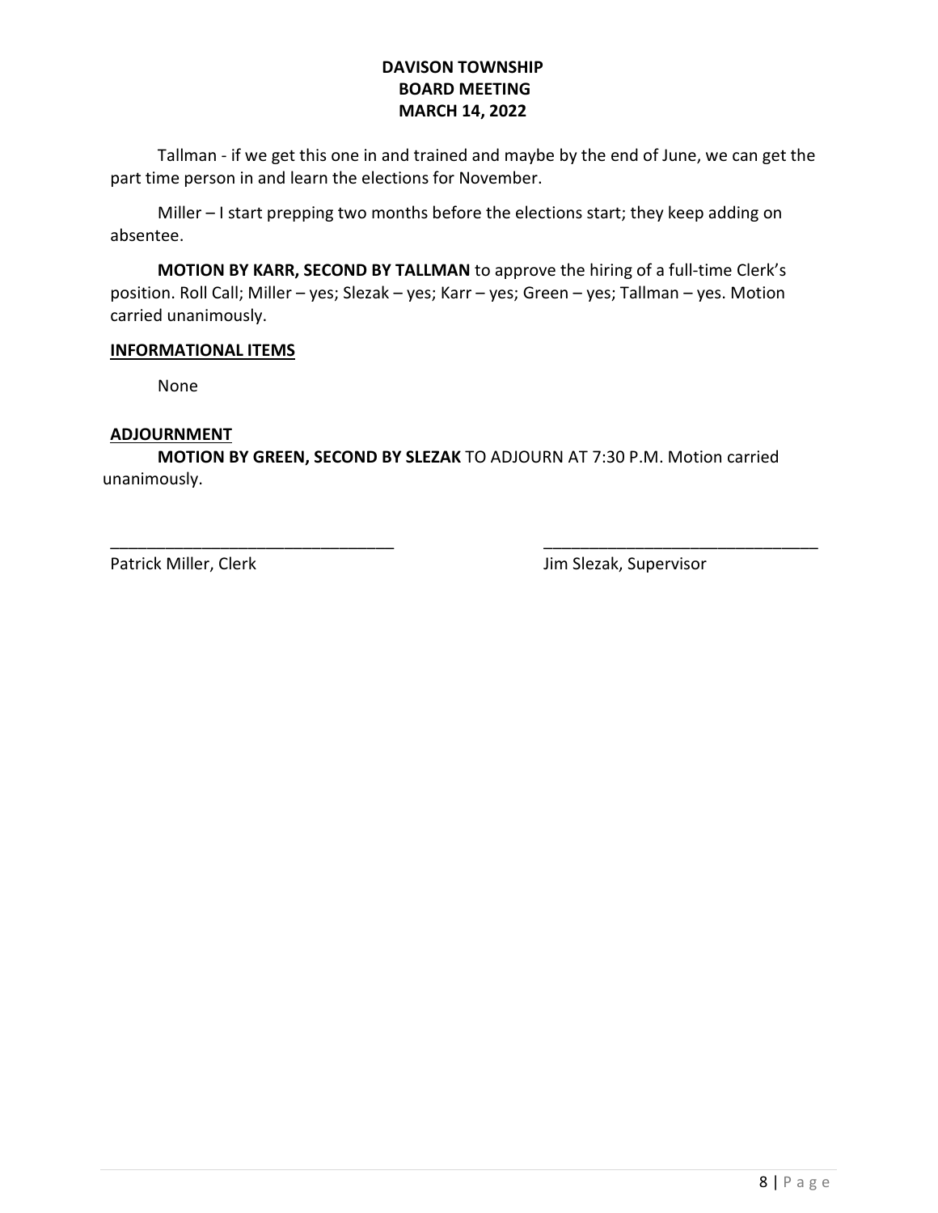**DAVISON TOWNSHIP**
**BOARD MEETING**
**MARCH 14, 2022**

Tallman - if we get this one in and trained and maybe by the end of June, we can get the part time person in and learn the elections for November.

Miller – I start prepping two months before the elections start; they keep adding on absentee.

**MOTION BY KARR, SECOND BY TALLMAN** to approve the hiring of a full-time Clerk's position. Roll Call; Miller – yes; Slezak – yes; Karr – yes; Green – yes; Tallman – yes. Motion carried unanimously.

## INFORMATIONAL ITEMS

None

## ADJOURNMENT

**MOTION BY GREEN, SECOND BY SLEZAK** TO ADJOURN AT 7:30 P.M. Motion carried unanimously.

_______________________________ _______________________________

Patrick Miller, Clerk Jim Slezak, Supervisor